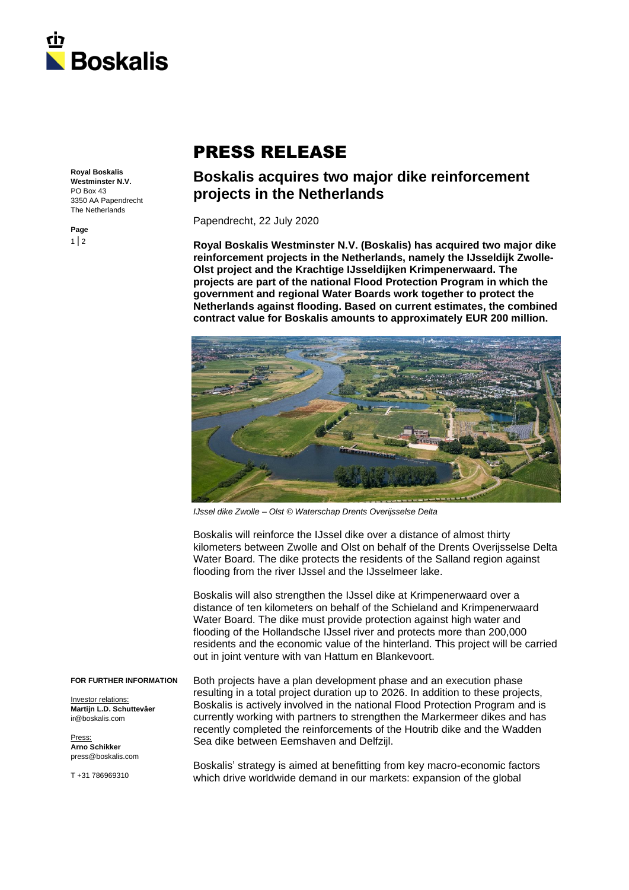Royal Boskalis Westminster N.V.
PO Box 43
3350 AA Papendrecht
The Netherlands

# PRESS RELEASE

## Boskalis acquires two major dike reinforcement projects in the Netherlands

Papendrecht, 22 July 2020

**Royal Boskalis Westminster N.V. (Boskalis) has acquired two major dike reinforcement projects in the Netherlands, namely the IJsseldijk Zwolle-Olst project and the Krachtige IJsseldijken Krimpenerwaard. The projects are part of the national Flood Protection Program in which the government and regional Water Boards work together to protect the Netherlands against flooding. Based on current estimates, the combined contract value for Boskalis amounts to approximately EUR 200 million.**

*IJssel dike Zwolle – Olst © Waterschap Drents Overijsselse Delta*

Boskalis will reinforce the IJssel dike over a distance of almost thirty kilometers between Zwolle and Olst on behalf of the Drents Overijsselse Delta Water Board. The dike protects the residents of the Salland region against flooding from the river IJssel and the IJsselmeer lake.

Boskalis will also strengthen the IJssel dike at Krimpenerwaard over a distance of ten kilometers on behalf of the Schieland and Krimpenerwaard Water Board. The dike must provide protection against high water and flooding of the Hollandsche IJssel river and protects more than 200,000 residents and the economic value of the hinterland. This project will be carried out in joint venture with van Hattum en Blankevoort.

Both projects have a plan development phase and an execution phase resulting in a total project duration up to 2026. In addition to these projects, Boskalis is actively involved in the national Flood Protection Program and is currently working with partners to strengthen the Markermeer dikes and has recently completed the reinforcements of the Houtrib dike and the Wadden Sea dike between Eemshaven and Delfzijl.

Boskalis' strategy is aimed at benefitting from key macro-economic factors which drive worldwide demand in our markets: expansion of the global

**FOR FURTHER INFORMATION**

Investor relations:
**Martijn L.D. Schuttevâer**
ir@boskalis.com

Press:
**Arno Schikker**
press@boskalis.com

T +31 786969310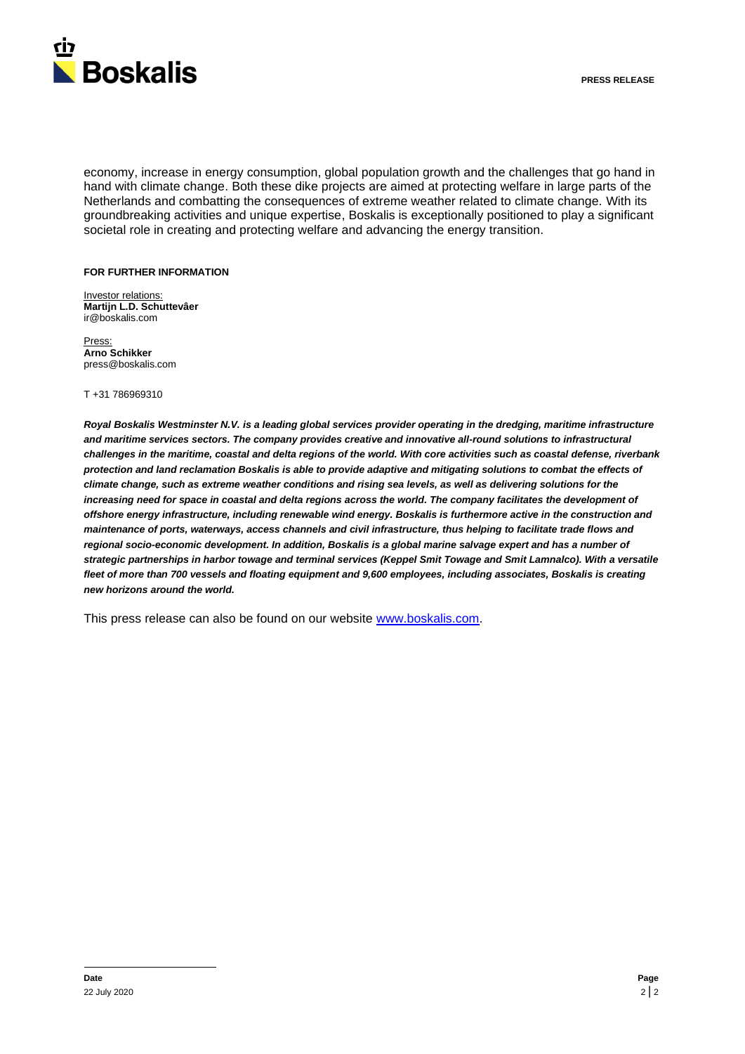economy, increase in energy consumption, global population growth and the challenges that go hand in hand with climate change. Both these dike projects are aimed at protecting welfare in large parts of the Netherlands and combatting the consequences of extreme weather related to climate change. With its groundbreaking activities and unique expertise, Boskalis is exceptionally positioned to play a significant societal role in creating and protecting welfare and advancing the energy transition.

**FOR FURTHER INFORMATION**

Investor relations:
**Martijn L.D. Schuttevâer**
ir@boskalis.com

Press:
**Arno Schikker**
press@boskalis.com

T +31 786969310

***Royal Boskalis Westminster N.V. is a leading global services provider operating in the dredging, maritime infrastructure and maritime services sectors. The company provides creative and innovative all-round solutions to infrastructural challenges in the maritime, coastal and delta regions of the world. With core activities such as coastal defense, riverbank protection and land reclamation Boskalis is able to provide adaptive and mitigating solutions to combat the effects of climate change, such as extreme weather conditions and rising sea levels, as well as delivering solutions for the increasing need for space in coastal and delta regions across the world. The company facilitates the development of offshore energy infrastructure, including renewable wind energy. Boskalis is furthermore active in the construction and maintenance of ports, waterways, access channels and civil infrastructure, thus helping to facilitate trade flows and regional socio-economic development. In addition, Boskalis is a global marine salvage expert and has a number of strategic partnerships in harbor towage and terminal services (Keppel Smit Towage and Smit Lamnalco). With a versatile fleet of more than 700 vessels and floating equipment and 9,600 employees, including associates, Boskalis is creating new horizons around the world.***

This press release can also be found on our website www.boskalis.com.

**Date**
22 July 2020